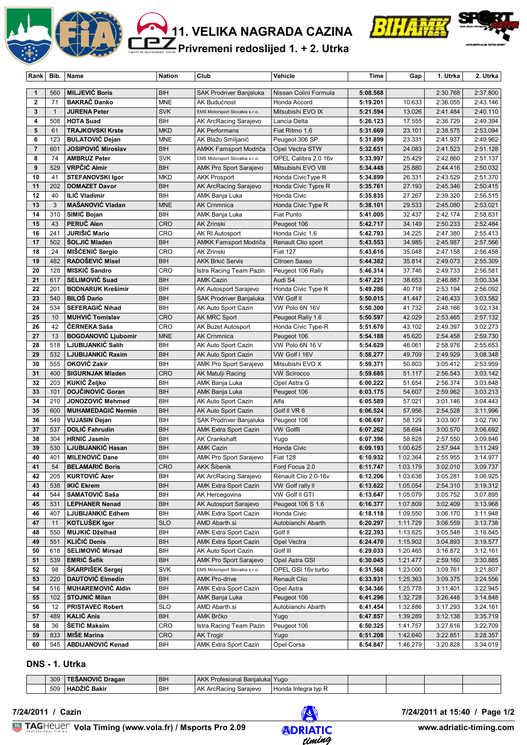# 11. VELIKA NAGRADA CAZINA

## Privremeni redoslijed 1. + 2. Utrka

| Rank | Bib. | Name | Nation | Club | Vehicle | Time | Gap | 1. Utrka | 2. Utrka |
|---|---|---|---|---|---|---|---|---|---|
| 1 | 560 | MILJEVIĆ Boris | BIH | SAK Prodriver Banjaluka | Nissan Colini Formula | 5:08.568 | | 2:30.768 | 2:37.800 |
| 2 | 71 | BAKRAČ Danko | MNE | AK Budućnost | Honda Accord | 5:19.201 | 10.633 | 2:36.055 | 2:43.146 |
| 3 | 1 | JURENA Peter | SVK | EMS Motorsport Slovakia s.r.o. | Mitsubishi EVO IX | 5:21.594 | 13.026 | 2:41.484 | 2:40.110 |
| 4 | 508 | HOTA Suad | BIH | AK ArcRacing Sarajevo | Lancia Delta | 5:26.123 | 17.555 | 2:36.729 | 2:49.394 |
| 5 | 61 | TRAJKOVSKI Krste | MKD | AK Performans | Fiat Ritmo 1.6 | 5:31.669 | 23.101 | 2:38.575 | 2:53.094 |
| 6 | 123 | BULATOVIĆ Dejan | MNE | AK Blažo Smiljanić | Peugeot 306 SP | 5:31.899 | 23.331 | 2:41.937 | 2:49.962 |
| 7 | 601 | JOSIPOVIĆ Miroslav | BIH | AMKK Famsport Modriča | Opel Vectra STW | 5:32.651 | 24.083 | 2:41.523 | 2:51.128 |
| 8 | 74 | AMBRUZ Peter | SVK | EMS Motorsport Slovakia s.r.o. | OPEL Calibra 2.0 16v | 5:33.997 | 25.429 | 2:42.860 | 2:51.137 |
| 9 | 529 | VRPČIĆ Almir | BIH | AMK Pro Sport Sarajevo | Mitsubishi EVO VIII | 5:34.448 | 25.880 | 2:44.416 | 2:50.032 |
| 10 | 41 | STEFANOVSKI Igor | MKD | AKK Prosport | Honda CivicType R | 5:34.899 | 26.331 | 2:43.529 | 2:51.370 |
| 11 | 202 | DOMAZET Davor | BIH | AK ArcRacing Sarajevo | Honda Civic Typre R | 5:35.761 | 27.193 | 2:45.346 | 2:50.415 |
| 12 | 40 | ILIĆ Vladimir | BIH | AMK Banja Luka | Honda Civic | 5:35.835 | 27.267 | 2:39.320 | 2:56.515 |
| 13 | 3 | MAŠANOVIĆ Vladan | MNE | AK Crnmnica | Honda Civic Type R | 5:38.101 | 29.533 | 2:45.080 | 2:53.021 |
| 14 | 310 | SIMIĆ Bojan | BIH | AMK Banja Luka | Fiat Punto | 5:41.005 | 32.437 | 2:42.174 | 2:58.831 |
| 15 | 43 | PERUČ Alen | CRO | AK Zrinski | Peugeot 106 | 5:42.717 | 34.149 | 2:50.233 | 2:52.484 |
| 16 | 241 | JURIŠIĆ Mario | CRO | AK RI Autosport | Honda Civic 1.6 | 5:42.793 | 34.225 | 2:47.380 | 2:55.413 |
| 17 | 502 | ŠOLJIĆ Mladen | BIH | AMKK Famsport Modriča | Renault Clio sport | 5:43.553 | 34.985 | 2:45.987 | 2:57.566 |
| 18 | 24 | MIŠĆENIĆ Sergio | CRO | AK Zrinski | Fiat 127 | 5:43.616 | 35.048 | 2:47.158 | 2:56.458 |
| 19 | 482 | RADOŠEVIĆ Misel | BIH | AKK Brkić Servis | Citroen Saxso | 5:44.382 | 35.814 | 2:49.073 | 2:55.309 |
| 20 | 128 | MISKIĆ Sandro | CRO | Istra Racing Team Pazin | Peugeot 106 Rally | 5:46.314 | 37.746 | 2:49.733 | 2:56.581 |
| 21 | 617 | SELIMOVIĆ Suad | BIH | AMK Cazin | Audi S4 | 5:47.221 | 38.653 | 2:46.887 | 3:00.334 |
| 22 | 201 | BODNARUK Krešimir | BIH | AK Autosport Sarajevo | Honda Civic Type R | 5:49.286 | 40.718 | 2:53.194 | 2:56.092 |
| 23 | 540 | BILOŠ Dario | BIH | SAK Prodriver Banjaluka | VW Golf II | 5:50.015 | 41.447 | 2:46.433 | 3:03.582 |
| 24 | 534 | SEFERAGIĆ Nihad | BIH | AK Auto Sport Cazin | VW Polo 6N 16V | 5:50.300 | 41.732 | 2:48.166 | 3:02.134 |
| 25 | 10 | MUHVIĆ Tomislav | CRO | AK MRC Sport | Peugeot Rally 1.6 | 5:50.597 | 42.029 | 2:53.465 | 2:57.132 |
| 26 | 42 | ČERNEKA Saša | CRO | AK Buzet Autosport | Honda Civic Type-R | 5:51.670 | 43.102 | 2:49.397 | 3:02.273 |
| 27 | 13 | BOGDANOVIĆ Ljubomir | MNE | AK Crnmnica | Peugeot 106 | 5:54.188 | 45.620 | 2:54.458 | 2:59.730 |
| 28 | 518 | LJUBIJANKIĆ Salih | BIH | AK Auto Sport Cazin | VW Polo 6N 16 V | 5:54.629 | 46.061 | 2:58.976 | 2:55.653 |
| 29 | 532 | LJUBIJANKIĆ Rasim | BIH | AK Auto Sport Cazin | VW Golf I 16V | 5:58.277 | 49.709 | 2:49.929 | 3:08.348 |
| 30 | 555 | OKOVIĆ Zakir | BIH | AMK Pro Sport Sarajevo | Mitsubishi EVO X | 5:59.371 | 50.803 | 3:05.412 | 2:53.959 |
| 31 | 400 | SIGURNJAK Mladen | CRO | AK Matulji Racing | VW Scirocco | 5:59.685 | 51.117 | 2:56.543 | 3:03.142 |
| 32 | 203 | KUKIĆ Željko | BIH | AMK Banja Luka | Opel Astra G | 6:00.222 | 51.654 | 2:56.374 | 3:03.848 |
| 33 | 101 | DOJČINOVIĆ Goran | BIH | AMK Banja Luka | Peugeot 106 | 6:03.175 | 54.607 | 2:59.962 | 3:03.213 |
| 34 | 210 | JONOZOVIĆ Mehmed | BIH | AK Auto Sport Cazin | Alfa | 6:05.589 | 57.021 | 3:01.146 | 3:04.443 |
| 35 | 600 | MUHAMEDAGIĆ Nermin | BIH | AK Auto Sport Cazin | Golf II VR 6 | 6:06.524 | 57.956 | 2:54.528 | 3:11.996 |
| 36 | 549 | VUJASIN Dejan | BIH | SAK Prodriver Banjaluka | Peugeot 106 | 6:06.697 | 58.129 | 3:03.907 | 3:02.790 |
| 37 | 537 | DOLIĆ Fahrudin | BIH | AMK Extra Sport Cazin | VW GolfII | 6:07.262 | 58.694 | 3:00.570 | 3:06.692 |
| 38 | 304 | HRNIĆ Jasmin | BIH | AK Crankshaft | Yugo | 6:07.396 | 58.828 | 2:57.550 | 3:09.846 |
| 39 | 530 | LJUBIJANKIĆ Hasan | BIH | AMK Cazin | Honda Civic | 6:09.193 | 1:00.625 | 2:57.944 | 3:11.249 |
| 40 | 401 | MILENOVIĆ Dane | BIH | AMK Pro Sport Sarajevo | Fiat 128 | 6:10.932 | 1:02.364 | 2:55.955 | 3:14.977 |
| 41 | 54 | BELAMARIĆ Boris | CRO | AKK Šibenik | Ford Focus 2.0 | 6:11.747 | 1:03.179 | 3:02.010 | 3:09.737 |
| 42 | 205 | KURTOVIĆ Azer | BIH | AK ArcRacing Sarajevo | Renault Clio 2.0-16v | 6:12.206 | 1:03.638 | 3:05.281 | 3:06.925 |
| 43 | 538 | IKIĆ Ekrem | BIH | AMK Extra Sport Cazin | VW Golf rally II | 6:13.622 | 1:05.054 | 2:54.310 | 3:19.312 |
| 44 | 544 | SAMATOVIĆ Saša | BIH | AK Hercegovina | VW Golf II GTI | 6:13.647 | 1:05.079 | 3:05.752 | 3:07.895 |
| 45 | 531 | LEPHANER Nenad | BIH | AK Autosport Sarajevo | Peugeot 106 S 1.6 | 6:16.377 | 1:07.809 | 3:02.409 | 3:13.968 |
| 46 | 407 | LJUBIJANKIĆ Edhem | BIH | AMK Extra Sport Cazin | Honda Civic | 6:18.118 | 1:09.550 | 3:06.170 | 3:11.948 |
| 47 | 11 | KOTLUŠEK Igor | SLO | AMD Abarth.si | Autobianchi Abarth | 6:20.297 | 1:11.729 | 3:06.559 | 3:13.738 |
| 48 | 550 | MUJKIĆ Dželhad | BIH | AMK Extra Sport Cazin | Golf II | 6:22.393 | 1:13.825 | 3:05.548 | 3:16.845 |
| 49 | 551 | KLIČIĆ Denis | BIH | AMK Extra Sport Cazin | Opel Vectra | 6:24.470 | 1:15.902 | 3:04.893 | 3:19.577 |
| 50 | 618 | SELIMOVIĆ Mirsad | BIH | AK Auto Sport Cazin | Golf III | 6:29.033 | 1:20.465 | 3:16.872 | 3:12.161 |
| 51 | 539 | EMRIĆ Šefik | BIH | AMK Pro Sport Sarajevo | Opel Astra GSI | 6:30.045 | 1:21.477 | 2:59.160 | 3:30.885 |
| 52 | 98 | ŠKARPIŠEK Sergej | SVK | EMS Motorsport Slovakia s.r.o. | OPEL GSI 16v turbo | 6:31.568 | 1:23.000 | 3:09.761 | 3:21.807 |
| 53 | 220 | DAUTOVIĆ Elmedin | BIH | AMK Pro-drive | Renault Clio | 6:33.931 | 1:25.363 | 3:09.375 | 3:24.556 |
| 54 | 516 | MUHAREMOVIĆ Aldin | BIH | AMK Extra Sport Cazin | Opel Astra | 6:34.346 | 1:25.778 | 3:11.401 | 3:22.945 |
| 55 | 102 | STOJNIĆ Milan | BIH | AMK Banja Luka | Peugeot 106 | 6:41.296 | 1:32.728 | 3:26.448 | 3:14.848 |
| 56 | 12 | PRISTAVEC Robert | SLO | AMD Abarth.si | Autobianchi Abarth | 6:41.454 | 1:32.886 | 3:17.293 | 3:24.161 |
| 57 | 489 | KALIĆ Anis | BIH | AMK Brčko | Yugo | 6:47.857 | 1:39.289 | 3:12.138 | 3:35.719 |
| 58 | 36 | ŠETIĆ Maksim | CRO | Istra Racing Team Pazin | Peugeot 106 | 6:50.325 | 1:41.757 | 3:27.616 | 3:22.709 |
| 59 | 833 | MIŠE Marina | CRO | AK Trogir | Yugo | 6:51.208 | 1:42.640 | 3:22.851 | 3:28.357 |
| 60 | 545 | ABDIJANOVIĆ Kenad | BIH | AMK Extra Sport Cazin | Opel Corsa | 6:54.847 | 1:46.279 | 3:20.828 | 3:34.019 |

## DNS - 1. Utrka

| Rank | Bib. | Name | Nation | Club | Vehicle | Time | Gap | 1. Utrka | 2. Utrka |
|---|---|---|---|---|---|---|---|---|---|
| | 309 | TEŠANOVIĆ Dragan | BIH | AKK Profesional Banjaluka | Yugo | | | | |
| | 509 | HADŽIĆ Bakir | BIH | AK ArcRacing Sarajevo | Honda Integra typ R | | | | |

7/24/2011 / Cazin

7/24/2011 at 15:40

Vola Timing (www.vola.fr) / Msports Pro 2.09

www.adriatic-timing.com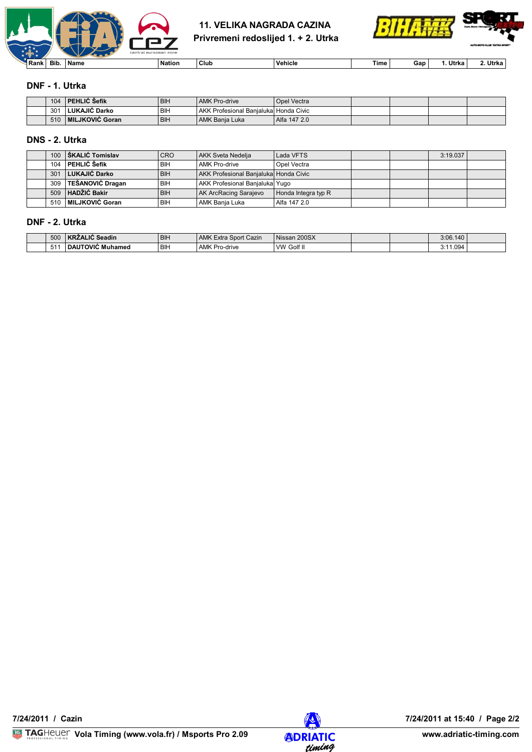11. VELIKA NAGRADA CAZINA

Privremeni redoslijed 1. + 2. Utrka

## DNF - 1. Utrka

| Rank | Bib. | Name | Nation | Club | Vehicle | Time | Gap | 1. Utrka | 2. Utrka |
|---|---|---|---|---|---|---|---|---|---|
| | 104 | **PEHLIĆ Šefik** | BIH | AMK Pro-drive | Opel Vectra | | | | |
| | 301 | **LUKAJIĆ Darko** | BIH | AKK Profesional Banjaluka | Honda Civic | | | | |
| | 510 | **MILJKOVIĆ Goran** | BIH | AMK Banja Luka | Alfa 147 2.0 | | | | |

## DNS - 2. Utrka

| Rank | Bib. | Name | Nation | Club | Vehicle | Time | Gap | 1. Utrka | 2. Utrka |
|---|---|---|---|---|---|---|---|---|---|
| | 100 | **ŠKALIĆ Tomislav** | CRO | AKK Sveta Nedelja | Lada VFTS | | | 3:19.037 | |
| | 104 | **PEHLIĆ Šefik** | BIH | AMK Pro-drive | Opel Vectra | | | | |
| | 301 | **LUKAJIĆ Darko** | BIH | AKK Profesional Banjaluka | Honda Civic | | | | |
| | 309 | **TEŠANOVIĆ Dragan** | BIH | AKK Profesional Banjaluka | Yugo | | | | |
| | 509 | **HADŽIĆ Bakir** | BIH | AK ArcRacing Sarajevo | Honda Integra typ R | | | | |
| | 510 | **MILJKOVIĆ Goran** | BIH | AMK Banja Luka | Alfa 147 2.0 | | | | |

## DNF - 2. Utrka

| Rank | Bib. | Name | Nation | Club | Vehicle | Time | Gap | 1. Utrka | 2. Utrka |
|---|---|---|---|---|---|---|---|---|---|
| | 500 | **KRŽALIĆ Seadin** | BIH | AMK Extra Sport Cazin | Nissan 200SX | | | 3:06.140 | |
| | 511 | **DAUTOVIĆ Muhamed** | BIH | AMK Pro-drive | VW Golf II | | | 3:11.094 | |

7/24/2011 / Cazin — 7/24/2011 at 15:40

TAGHeuer Vola Timing (www.vola.fr) / Msports Pro 2.09 — www.adriatic-timing.com